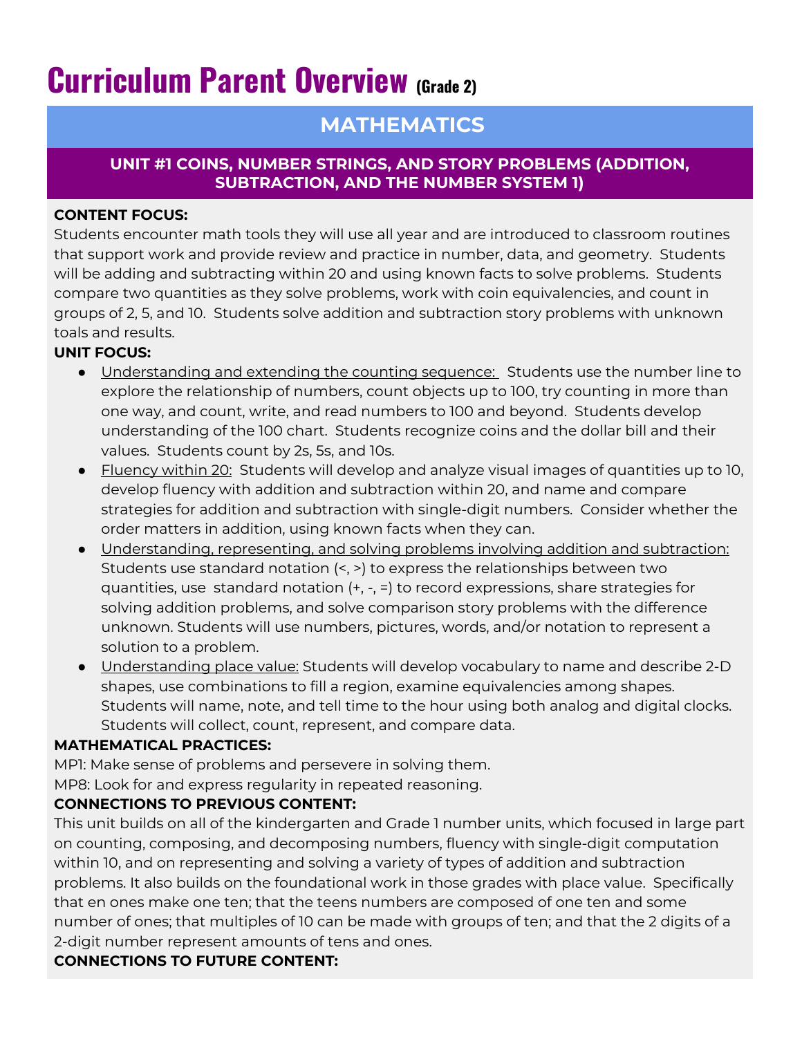# Curriculum Parent Overview (Grade 2)

## MATHEMATICS

### UNIT #1 COINS, NUMBER STRINGS, AND STORY PROBLEMS (ADDITION, SUBTRACTION, AND THE NUMBER SYSTEM 1)

**CONTENT FOCUS:**
Students encounter math tools they will use all year and are introduced to classroom routines that support work and provide review and practice in number, data, and geometry. Students will be adding and subtracting within 20 and using known facts to solve problems. Students compare two quantities as they solve problems, work with coin equivalencies, and count in groups of 2, 5, and 10. Students solve addition and subtraction story problems with unknown toals and results.

**UNIT FOCUS:**

- Understanding and extending the counting sequence: Students use the number line to explore the relationship of numbers, count objects up to 100, try counting in more than one way, and count, write, and read numbers to 100 and beyond. Students develop understanding of the 100 chart. Students recognize coins and the dollar bill and their values. Students count by 2s, 5s, and 10s.
- Fluency within 20: Students will develop and analyze visual images of quantities up to 10, develop fluency with addition and subtraction within 20, and name and compare strategies for addition and subtraction with single-digit numbers. Consider whether the order matters in addition, using known facts when they can.
- Understanding, representing, and solving problems involving addition and subtraction: Students use standard notation (<, >) to express the relationships between two quantities, use standard notation (+, -, =) to record expressions, share strategies for solving addition problems, and solve comparison story problems with the difference unknown. Students will use numbers, pictures, words, and/or notation to represent a solution to a problem.
- Understanding place value: Students will develop vocabulary to name and describe 2-D shapes, use combinations to fill a region, examine equivalencies among shapes. Students will name, note, and tell time to the hour using both analog and digital clocks. Students will collect, count, represent, and compare data.

**MATHEMATICAL PRACTICES:**
MP1: Make sense of problems and persevere in solving them.
MP8: Look for and express regularity in repeated reasoning.

**CONNECTIONS TO PREVIOUS CONTENT:**
This unit builds on all of the kindergarten and Grade 1 number units, which focused in large part on counting, composing, and decomposing numbers, fluency with single-digit computation within 10, and on representing and solving a variety of types of addition and subtraction problems. It also builds on the foundational work in those grades with place value. Specifically that en ones make one ten; that the teens numbers are composed of one ten and some number of ones; that multiples of 10 can be made with groups of ten; and that the 2 digits of a 2-digit number represent amounts of tens and ones.

**CONNECTIONS TO FUTURE CONTENT:**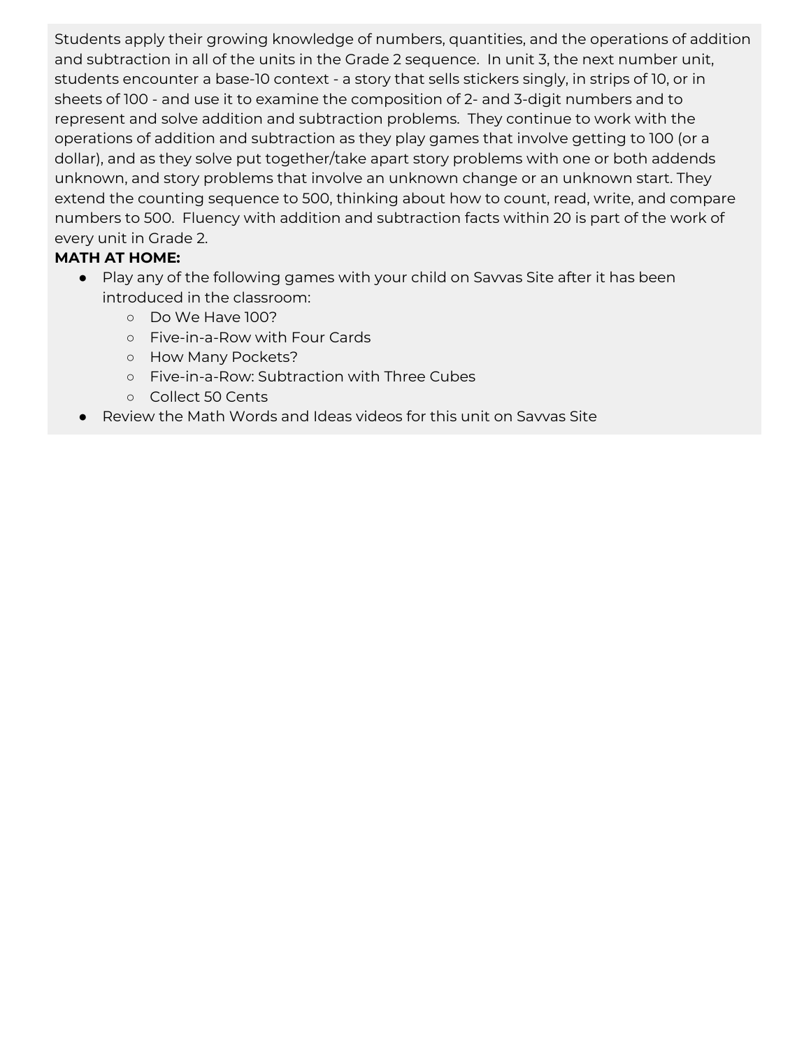Students apply their growing knowledge of numbers, quantities, and the operations of addition and subtraction in all of the units in the Grade 2 sequence.  In unit 3, the next number unit, students encounter a base-10 context - a story that sells stickers singly, in strips of 10, or in sheets of 100 - and use it to examine the composition of 2- and 3-digit numbers and to represent and solve addition and subtraction problems.  They continue to work with the operations of addition and subtraction as they play games that involve getting to 100 (or a dollar), and as they solve put together/take apart story problems with one or both addends unknown, and story problems that involve an unknown change or an unknown start. They extend the counting sequence to 500, thinking about how to count, read, write, and compare numbers to 500.  Fluency with addition and subtraction facts within 20 is part of the work of every unit in Grade 2.

**MATH AT HOME:**

- Play any of the following games with your child on Savvas Site after it has been introduced in the classroom:
  - Do We Have 100?
  - Five-in-a-Row with Four Cards
  - How Many Pockets?
  - Five-in-a-Row: Subtraction with Three Cubes
  - Collect 50 Cents
- Review the Math Words and Ideas videos for this unit on Savvas Site